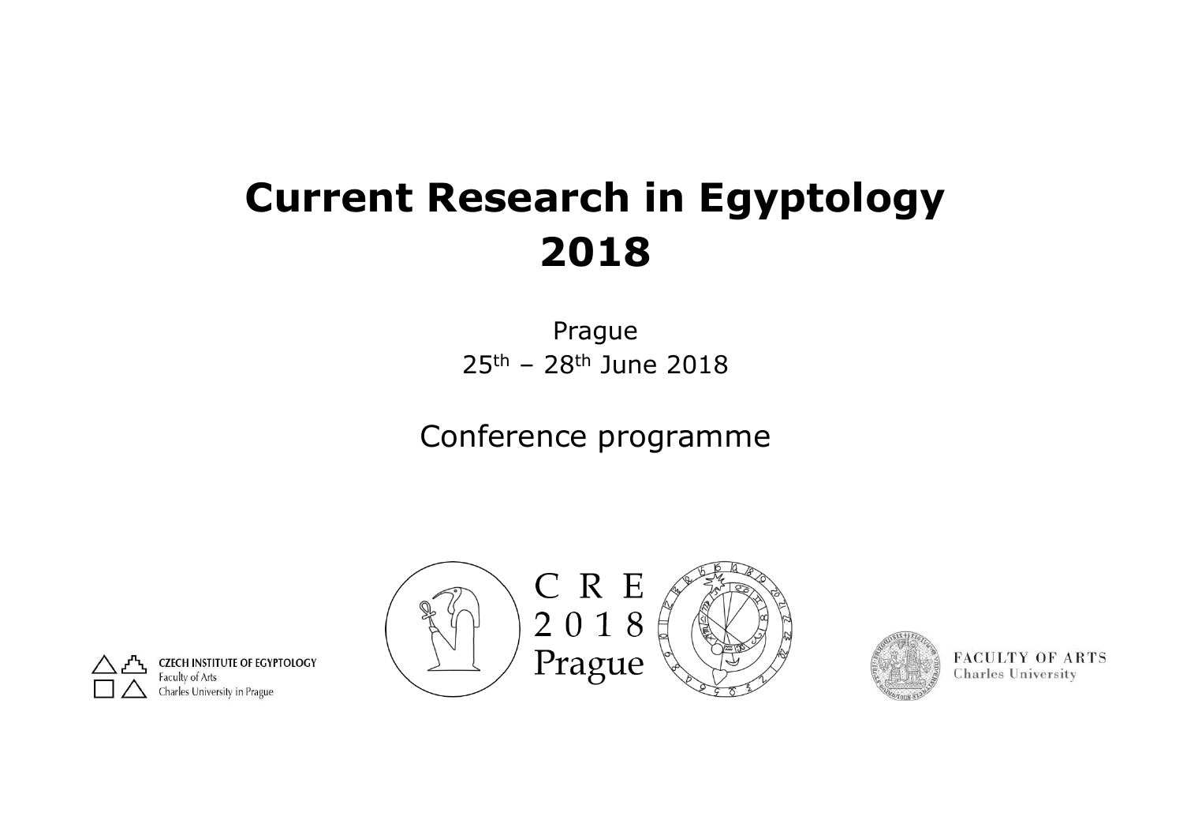# Current Research in Egyptology 2018

Prague

25th – 28th June 2018

Conference programme

CZECH INSTITUTE OF EGYPTOLOGY
Faculty of Arts
Charles University in Prague

CRE 2018 Prague

FACULTY OF ARTS
Charles University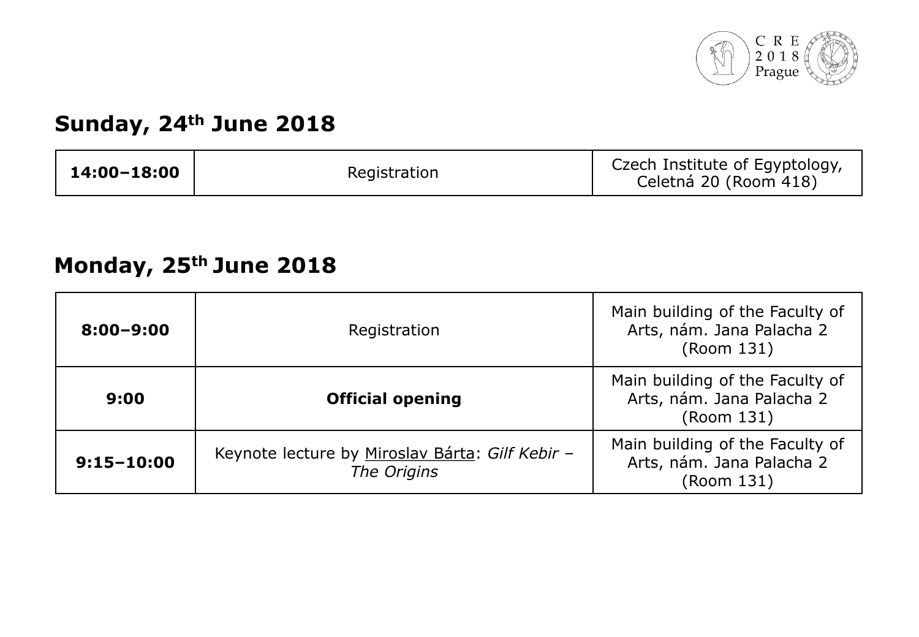## Sunday, 24th June 2018

| **14:00–18:00** | Registration | Czech Institute of Egyptology, Celetná 20 (Room 418) |
|---|---|---|

## Monday, 25th June 2018

| **8:00–9:00** | Registration | Main building of the Faculty of Arts, nám. Jana Palacha 2 (Room 131) |
|---|---|---|
| **9:00** | **Official opening** | Main building of the Faculty of Arts, nám. Jana Palacha 2 (Room 131) |
| **9:15–10:00** | Keynote lecture by Miroslav Bárta: *Gilf Kebir – The Origins* | Main building of the Faculty of Arts, nám. Jana Palacha 2 (Room 131) |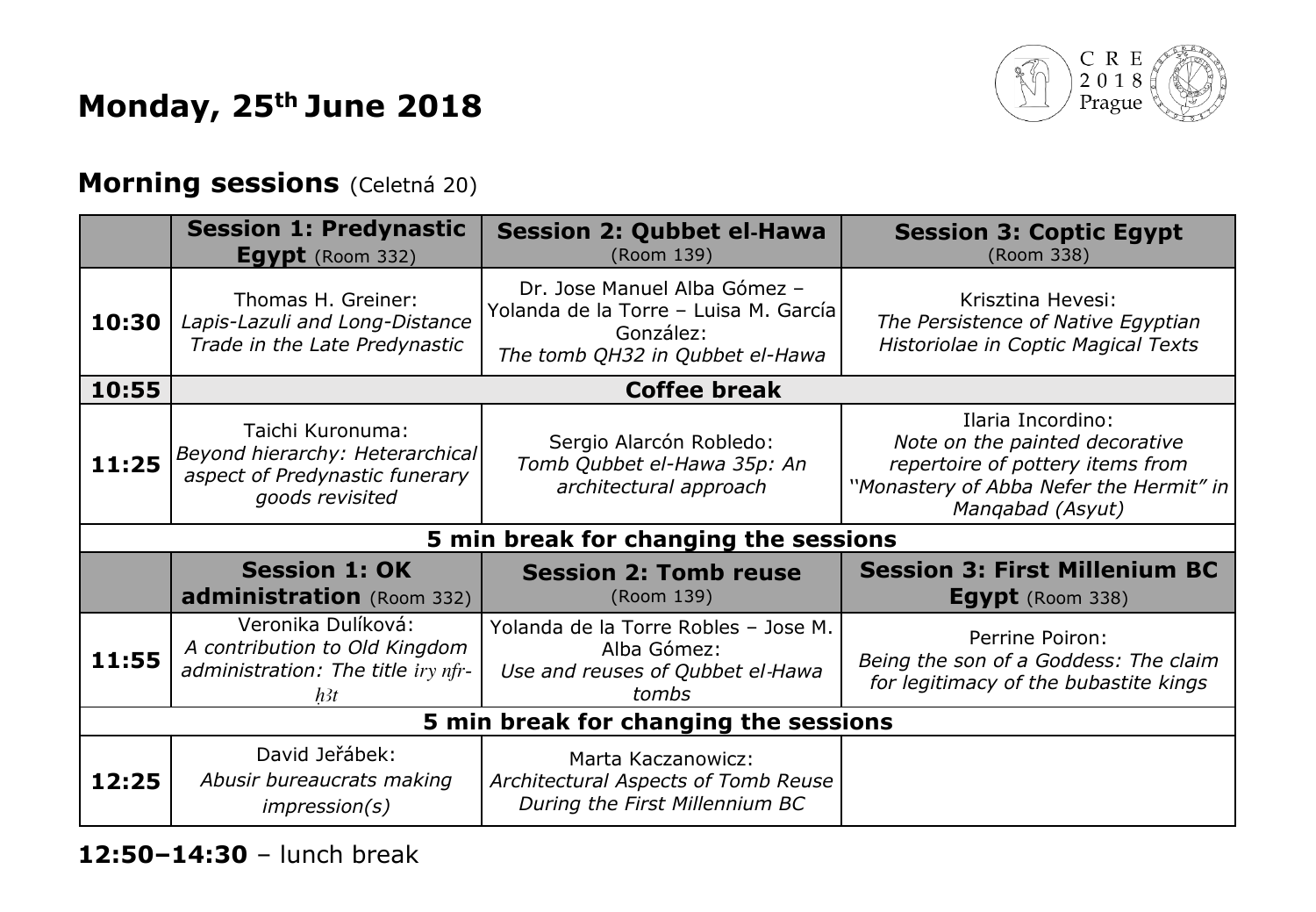# Monday, 25th June 2018

## Morning sessions (Celetná 20)

| | **Session 1: Predynastic Egypt** (Room 332) | **Session 2: Qubbet el-Hawa** (Room 139) | **Session 3: Coptic Egypt** (Room 338) |
|---|---|---|---|
| **10:30** | Thomas H. Greiner: *Lapis-Lazuli and Long-Distance Trade in the Late Predynastic* | Dr. Jose Manuel Alba Gómez – Yolanda de la Torre – Luisa M. García González: *The tomb QH32 in Qubbet el-Hawa* | Krisztina Hevesi: *The Persistence of Native Egyptian Historiolae in Coptic Magical Texts* |
| **10:55** | **Coffee break** | | |
| **11:25** | Taichi Kuronuma: *Beyond hierarchy: Heterarchical aspect of Predynastic funerary goods revisited* | Sergio Alarcón Robledo: *Tomb Qubbet el-Hawa 35p: An architectural approach* | Ilaria Incordino: *Note on the painted decorative repertoire of pottery items from "Monastery of Abba Nefer the Hermit" in Manqabad (Asyut)* |
| **5 min break for changing the sessions** | | | |
| | **Session 1: OK administration** (Room 332) | **Session 2: Tomb reuse** (Room 139) | **Session 3: First Millenium BC Egypt** (Room 338) |
| **11:55** | Veronika Dulíková: *A contribution to Old Kingdom administration: The title iry nfr-ḥ3t* | Yolanda de la Torre Robles – Jose M. Alba Gómez: *Use and reuses of Qubbet el-Hawa tombs* | Perrine Poiron: *Being the son of a Goddess: The claim for legitimacy of the bubastite kings* |
| **5 min break for changing the sessions** | | | |
| **12:25** | David Jeřábek: *Abusir bureaucrats making impression(s)* | Marta Kaczanowicz: *Architectural Aspects of Tomb Reuse During the First Millennium BC* | |

**12:50–14:30** – lunch break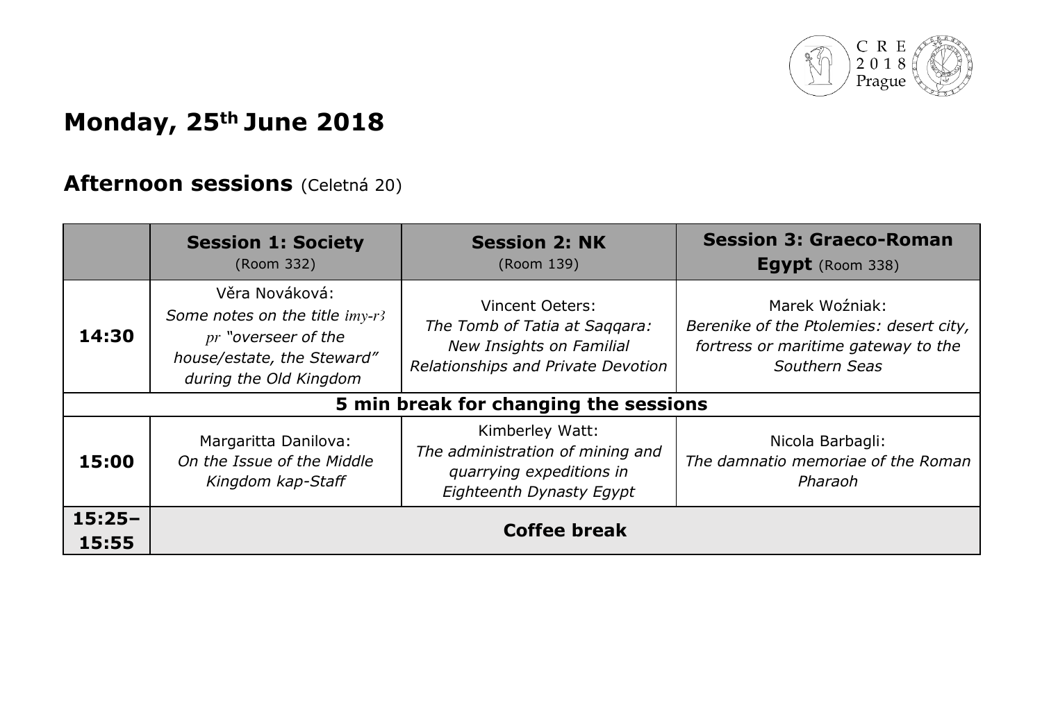# Monday, 25th June 2018

## Afternoon sessions (Celetná 20)

| | **Session 1: Society** (Room 332) | **Session 2: NK** (Room 139) | **Session 3: Graeco-Roman Egypt** (Room 338) |
|---|---|---|---|
| **14:30** | Věra Nováková: *Some notes on the title imy-r3 pr "overseer of the house/estate, the Steward" during the Old Kingdom* | Vincent Oeters: *The Tomb of Tatia at Saqqara: New Insights on Familial Relationships and Private Devotion* | Marek Woźniak: *Berenike of the Ptolemies: desert city, fortress or maritime gateway to the Southern Seas* |
| **5 min break for changing the sessions** | | | |
| **15:00** | Margaritta Danilova: *On the Issue of the Middle Kingdom kap-Staff* | Kimberley Watt: *The administration of mining and quarrying expeditions in Eighteenth Dynasty Egypt* | Nicola Barbagli: *The damnatio memoriae of the Roman Pharaoh* |
| **15:25–15:55** | **Coffee break** | | |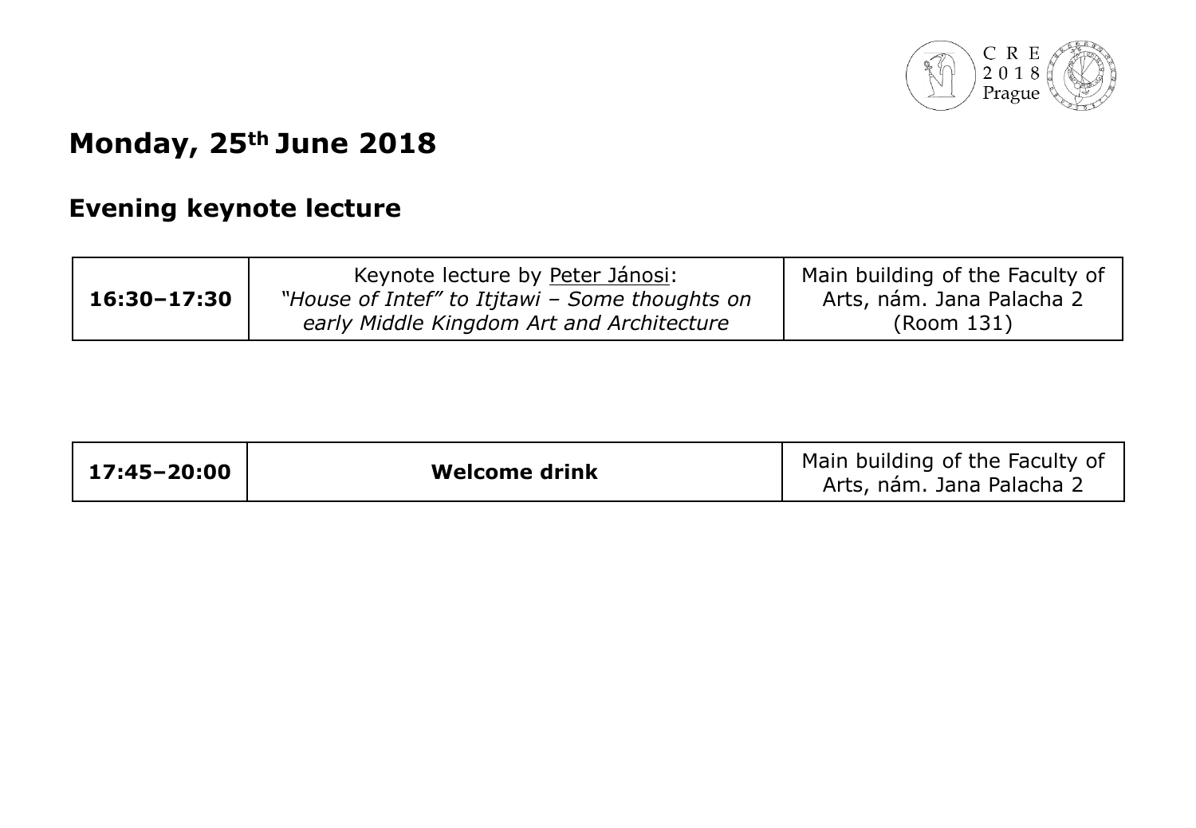# Monday, 25th June 2018

## Evening keynote lecture

| | | |
|---|---|---|
| **16:30–17:30** | Keynote lecture by Peter Jánosi: *"House of Intef" to Itjtawi – Some thoughts on early Middle Kingdom Art and Architecture* | Main building of the Faculty of Arts, nám. Jana Palacha 2 (Room 131) |

| | | |
|---|---|---|
| **17:45–20:00** | **Welcome drink** | Main building of the Faculty of Arts, nám. Jana Palacha 2 |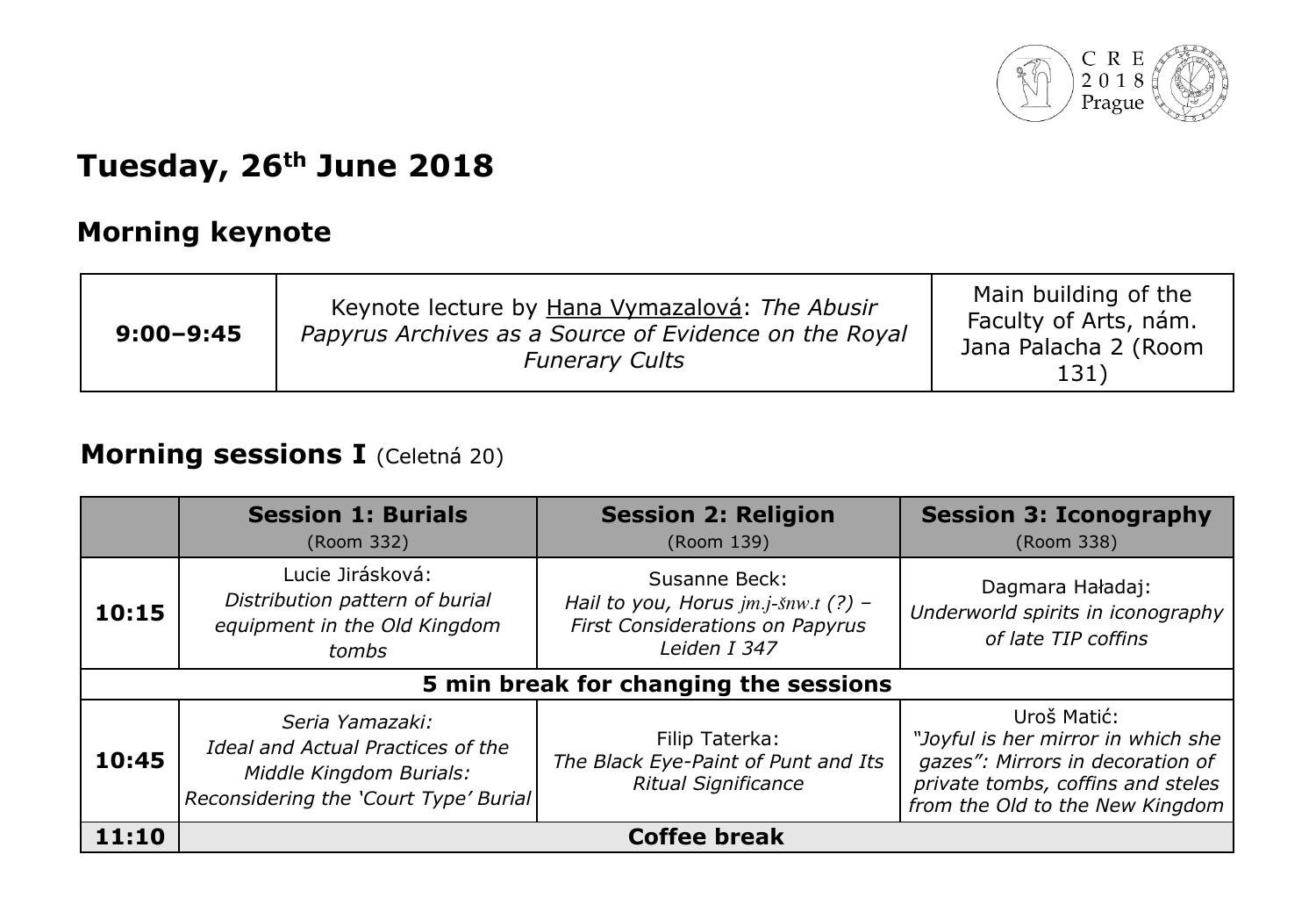# Tuesday, 26th June 2018

## Morning keynote

| 9:00–9:45 | Keynote lecture by Hana Vymazalová: *The Abusir Papyrus Archives as a Source of Evidence on the Royal Funerary Cults* | Main building of the Faculty of Arts, nám. Jana Palacha 2 (Room 131) |
|---|---|---|

## Morning sessions I (Celetná 20)

| | **Session 1: Burials** (Room 332) | **Session 2: Religion** (Room 139) | **Session 3: Iconography** (Room 338) |
|---|---|---|---|
| **10:15** | Lucie Jirásková: *Distribution pattern of burial equipment in the Old Kingdom tombs* | Susanne Beck: *Hail to you, Horus jm.j-šnw.t (?) – First Considerations on Papyrus Leiden I 347* | Dagmara Haładaj: *Underworld spirits in iconography of late TIP coffins* |
| **5 min break for changing the sessions** | | | |
| **10:45** | *Seria Yamazaki: Ideal and Actual Practices of the Middle Kingdom Burials: Reconsidering the 'Court Type' Burial* | Filip Taterka: *The Black Eye-Paint of Punt and Its Ritual Significance* | Uroš Matić: *"Joyful is her mirror in which she gazes": Mirrors in decoration of private tombs, coffins and steles from the Old to the New Kingdom* |
| **11:10** | **Coffee break** | | |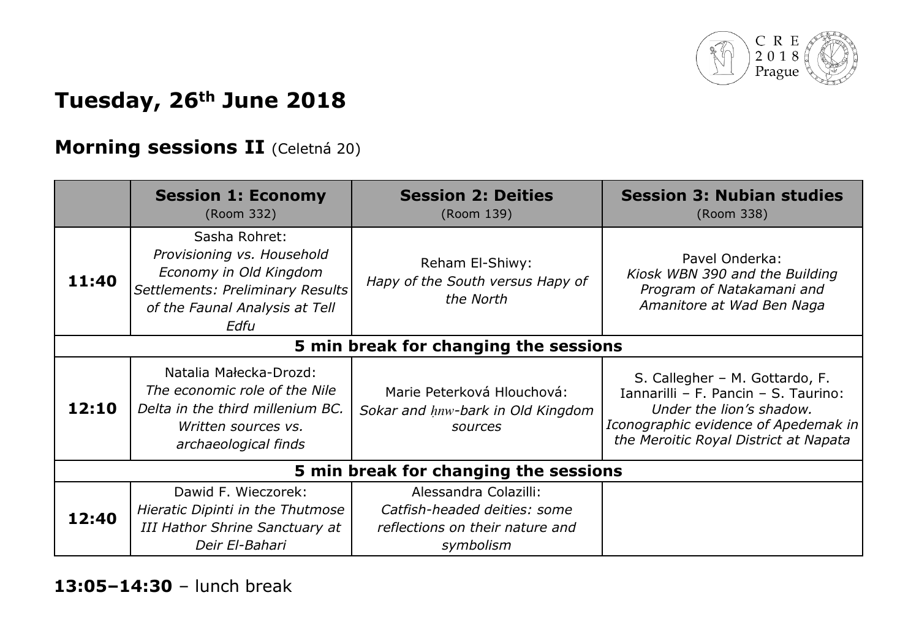# Tuesday, 26th June 2018

## Morning sessions II (Celetná 20)

| | **Session 1: Economy** (Room 332) | **Session 2: Deities** (Room 139) | **Session 3: Nubian studies** (Room 338) |
|---|---|---|---|
| **11:40** | Sasha Rohret: *Provisioning vs. Household Economy in Old Kingdom Settlements: Preliminary Results of the Faunal Analysis at Tell Edfu* | Reham El-Shiwy: *Hapy of the South versus Hapy of the North* | Pavel Onderka: *Kiosk WBN 390 and the Building Program of Natakamani and Amanitore at Wad Ben Naga* |
| **5 min break for changing the sessions** | | | |
| **12:10** | Natalia Małecka-Drozd: *The economic role of the Nile Delta in the third millenium BC. Written sources vs. archaeological finds* | Marie Peterková Hlouchová: *Sokar and ḥnw-bark in Old Kingdom sources* | S. Callegher – M. Gottardo, F. Iannarilli – F. Pancin – S. Taurino: *Under the lion's shadow. Iconographic evidence of Apedemak in the Meroitic Royal District at Napata* |
| **5 min break for changing the sessions** | | | |
| **12:40** | Dawid F. Wieczorek: *Hieratic Dipinti in the Thutmose III Hathor Shrine Sanctuary at Deir El-Bahari* | Alessandra Colazilli: *Catfish-headed deities: some reflections on their nature and symbolism* | |

**13:05–14:30** – lunch break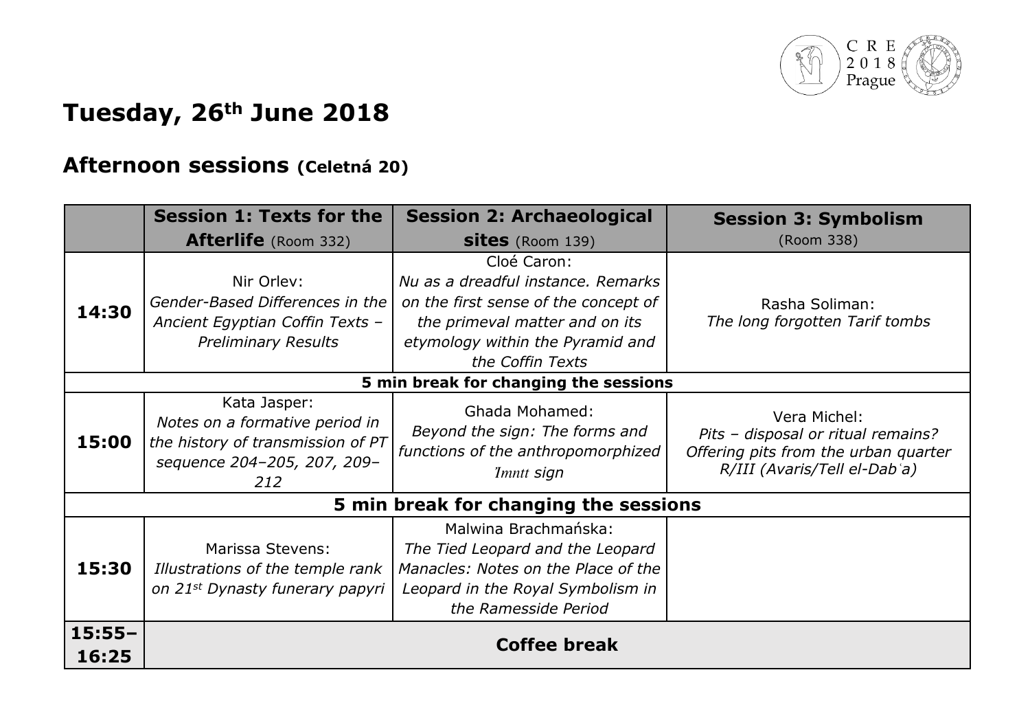# Tuesday, 26th June 2018

## Afternoon sessions (Celetná 20)

| | **Session 1: Texts for the Afterlife** (Room 332) | **Session 2: Archaeological sites** (Room 139) | **Session 3: Symbolism** (Room 338) |
|---|---|---|---|
| **14:30** | Nir Orlev: *Gender-Based Differences in the Ancient Egyptian Coffin Texts – Preliminary Results* | Cloé Caron: *Nu as a dreadful instance. Remarks on the first sense of the concept of the primeval matter and on its etymology within the Pyramid and the Coffin Texts* | Rasha Soliman: *The long forgotten Tarif tombs* |
| **5 min break for changing the sessions** | | | |
| **15:00** | Kata Jasper: *Notes on a formative period in the history of transmission of PT sequence 204–205, 207, 209–212* | Ghada Mohamed: *Beyond the sign: The forms and functions of the anthropomorphized Ỉmntt sign* | Vera Michel: *Pits – disposal or ritual remains? Offering pits from the urban quarter R/III (Avaris/Tell el-Dabʿa)* |
| **5 min break for changing the sessions** | | | |
| **15:30** | Marissa Stevens: *Illustrations of the temple rank on 21st Dynasty funerary papyri* | Malwina Brachmańska: *The Tied Leopard and the Leopard Manacles: Notes on the Place of the Leopard in the Royal Symbolism in the Ramesside Period* | |
| **15:55–16:25** | **Coffee break** | | |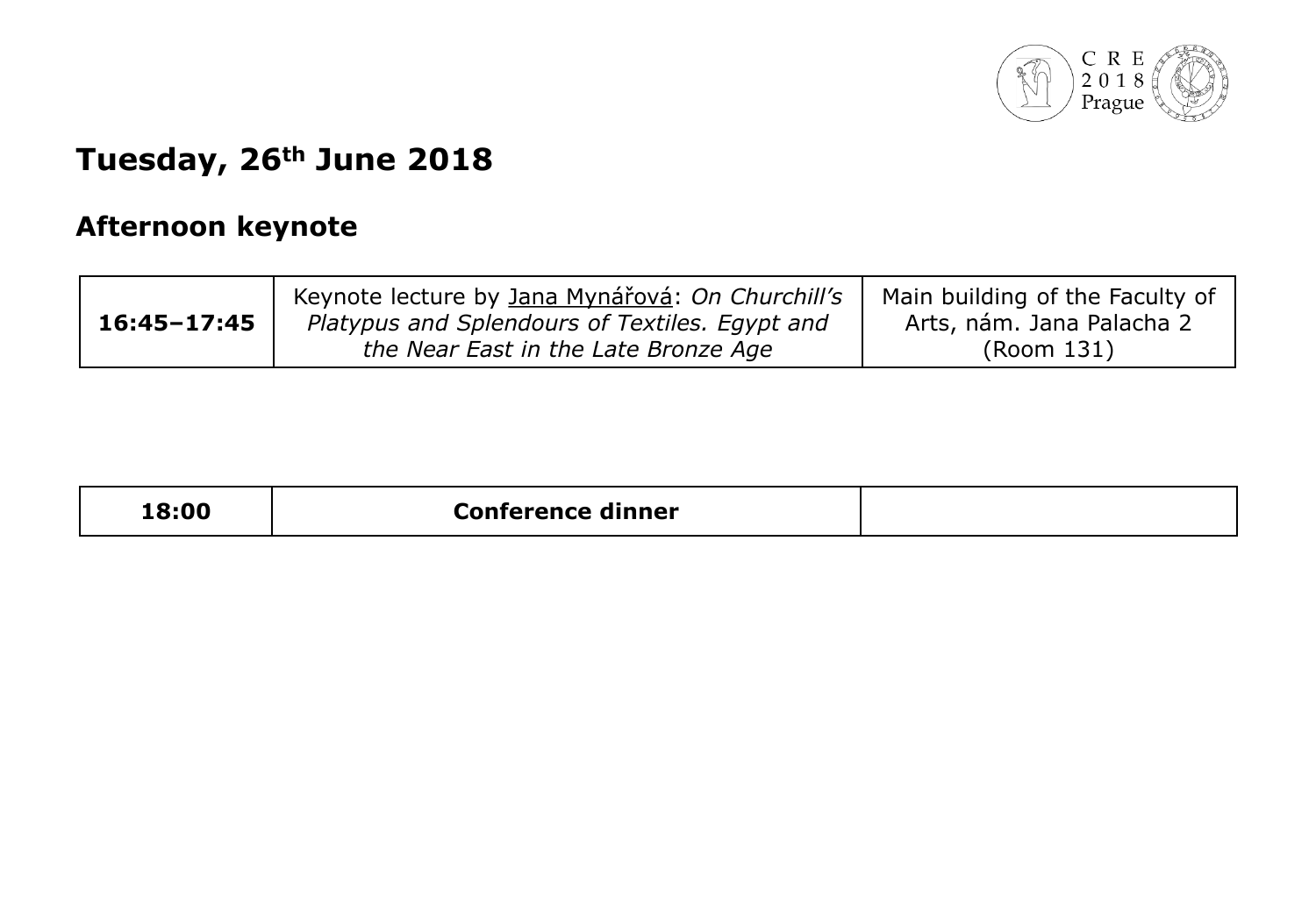# Tuesday, 26th June 2018

## Afternoon keynote

| | | |
|---|---|---|
| **16:45–17:45** | Keynote lecture by Jana Mynářová: *On Churchill's Platypus and Splendours of Textiles. Egypt and the Near East in the Late Bronze Age* | Main building of the Faculty of Arts, nám. Jana Palacha 2 (Room 131) |

| | | |
|---|---|---|
| **18:00** | **Conference dinner** | |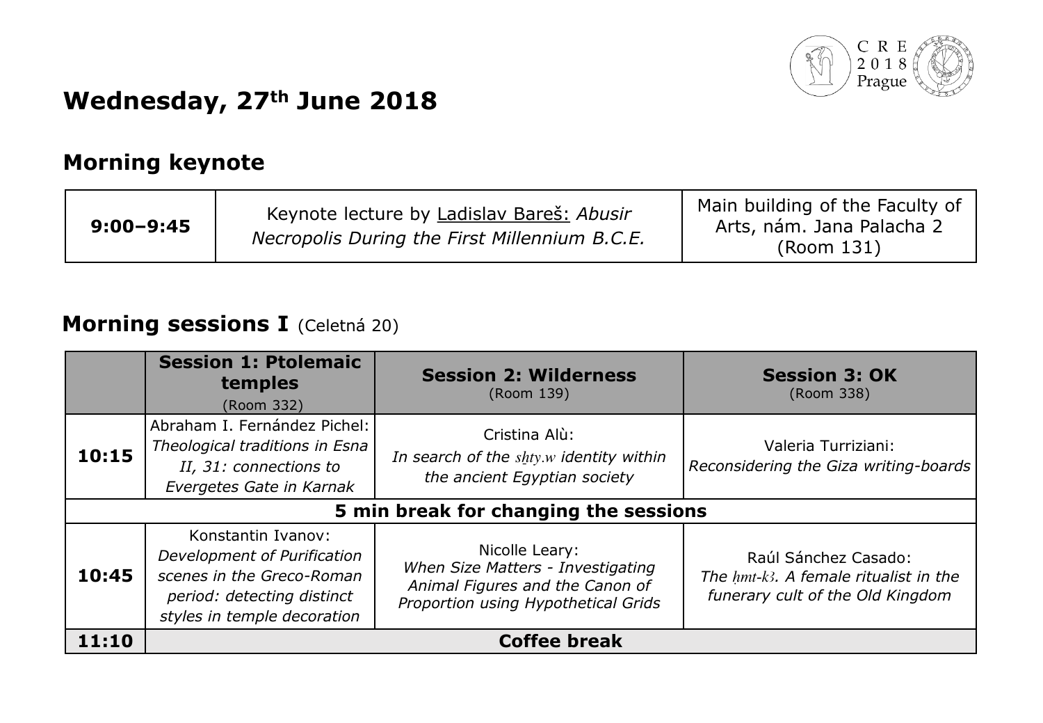# Wednesday, 27th June 2018

## Morning keynote

| 9:00–9:45 | Keynote lecture by Ladislav Bareš: *Abusir Necropolis During the First Millennium B.C.E.* | Main building of the Faculty of Arts, nám. Jana Palacha 2 (Room 131) |
|---|---|---|

## Morning sessions I (Celetná 20)

| | **Session 1: Ptolemaic temples** (Room 332) | **Session 2: Wilderness** (Room 139) | **Session 3: OK** (Room 338) |
|---|---|---|---|
| **10:15** | Abraham I. Fernández Pichel: *Theological traditions in Esna II, 31: connections to Evergetes Gate in Karnak* | Cristina Alù: *In search of the sẖty.w identity within the ancient Egyptian society* | Valeria Turriziani: *Reconsidering the Giza writing-boards* |
| **5 min break for changing the sessions** | | | |
| **10:45** | Konstantin Ivanov: *Development of Purification scenes in the Greco-Roman period: detecting distinct styles in temple decoration* | Nicolle Leary: *When Size Matters - Investigating Animal Figures and the Canon of Proportion using Hypothetical Grids* | Raúl Sánchez Casado: *The ḥmt-kꜣ. A female ritualist in the funerary cult of the Old Kingdom* |
| **11:10** | **Coffee break** | | |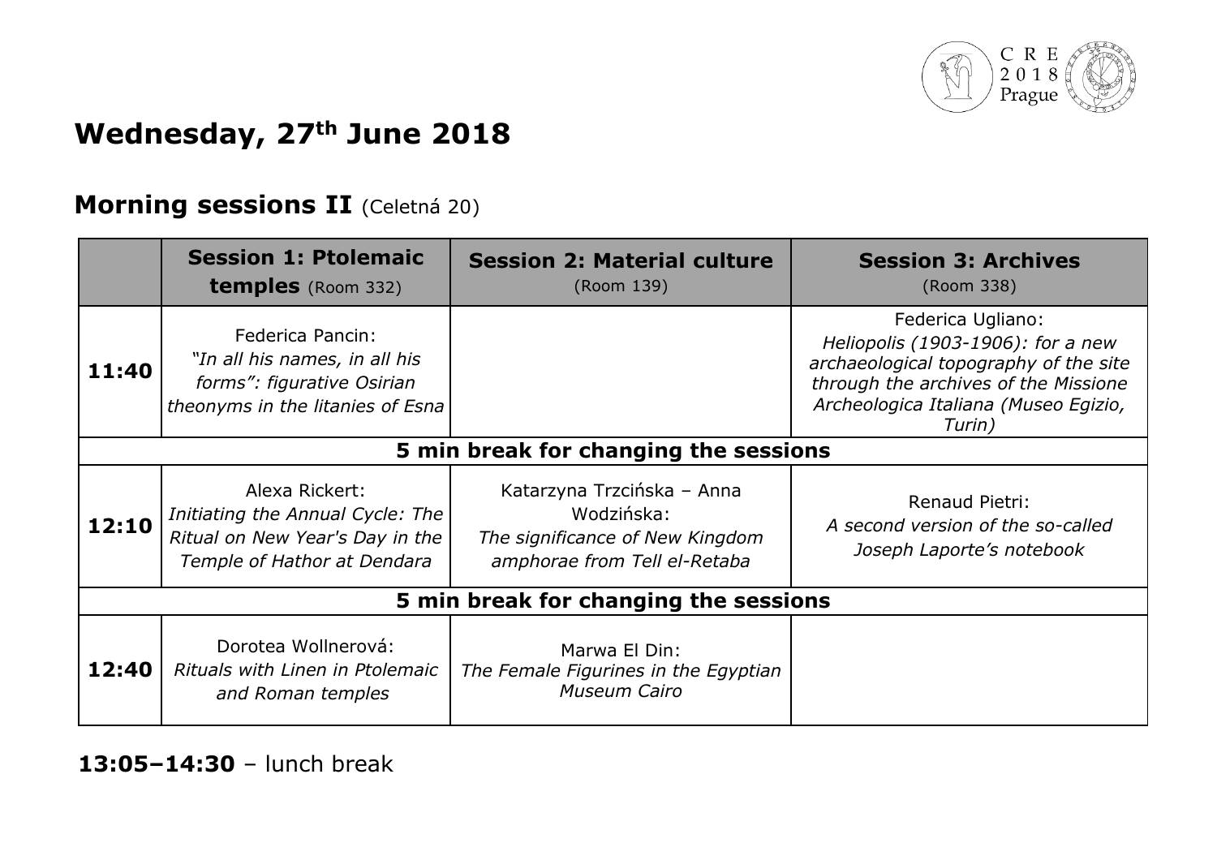# Wednesday, 27th June 2018

## Morning sessions II (Celetná 20)

| | **Session 1: Ptolemaic temples** (Room 332) | **Session 2: Material culture** (Room 139) | **Session 3: Archives** (Room 338) |
|---|---|---|---|
| **11:40** | Federica Pancin: *"In all his names, in all his forms": figurative Osirian theonyms in the litanies of Esna* | | Federica Ugliano: *Heliopolis (1903-1906): for a new archaeological topography of the site through the archives of the Missione Archeologica Italiana (Museo Egizio, Turin)* |
| **5 min break for changing the sessions** | | | |
| **12:10** | Alexa Rickert: *Initiating the Annual Cycle: The Ritual on New Year's Day in the Temple of Hathor at Dendara* | Katarzyna Trzcińska – Anna Wodzińska: *The significance of New Kingdom amphorae from Tell el-Retaba* | Renaud Pietri: *A second version of the so-called Joseph Laporte's notebook* |
| **5 min break for changing the sessions** | | | |
| **12:40** | Dorotea Wollnerová: *Rituals with Linen in Ptolemaic and Roman temples* | Marwa El Din: *The Female Figurines in the Egyptian Museum Cairo* | |

**13:05–14:30** – lunch break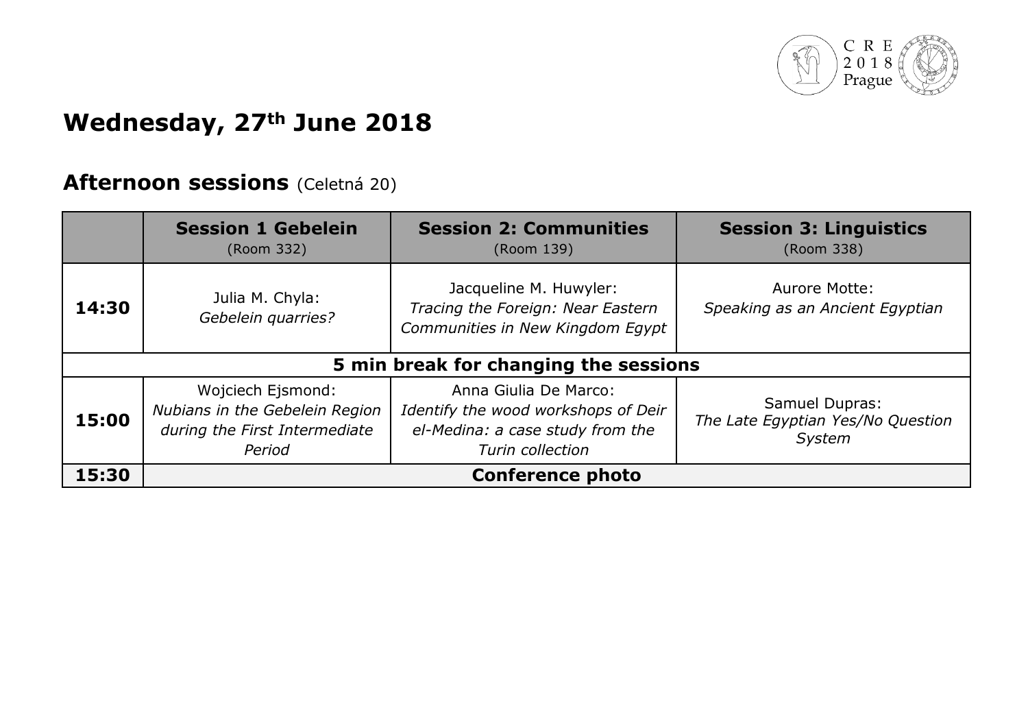# Wednesday, 27th June 2018

## Afternoon sessions (Celetná 20)

| | **Session 1 Gebelein** (Room 332) | **Session 2: Communities** (Room 139) | **Session 3: Linguistics** (Room 338) |
|---|---|---|---|
| **14:30** | Julia M. Chyla: *Gebelein quarries?* | Jacqueline M. Huwyler: *Tracing the Foreign: Near Eastern Communities in New Kingdom Egypt* | Aurore Motte: *Speaking as an Ancient Egyptian* |
| **5 min break for changing the sessions** | | | |
| **15:00** | Wojciech Ejsmond: *Nubians in the Gebelein Region during the First Intermediate Period* | Anna Giulia De Marco: *Identify the wood workshops of Deir el-Medina: a case study from the Turin collection* | Samuel Dupras: *The Late Egyptian Yes/No Question System* |
| **15:30** | **Conference photo** | | |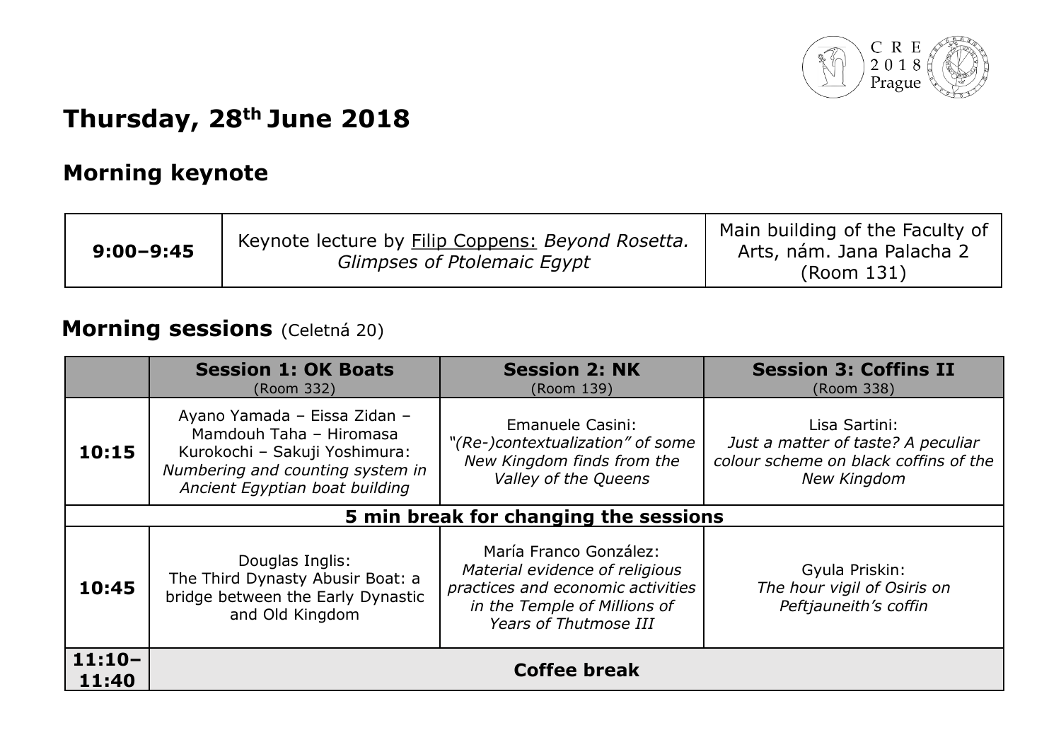# Thursday, 28th June 2018

## Morning keynote

| | | |
|---|---|---|
| **9:00–9:45** | Keynote lecture by Filip Coppens: *Beyond Rosetta. Glimpses of Ptolemaic Egypt* | Main building of the Faculty of Arts, nám. Jana Palacha 2 (Room 131) |

## Morning sessions (Celetná 20)

| | **Session 1: OK Boats** (Room 332) | **Session 2: NK** (Room 139) | **Session 3: Coffins II** (Room 338) |
|---|---|---|---|
| **10:15** | Ayano Yamada – Eissa Zidan – Mamdouh Taha – Hiromasa Kurokochi – Sakuji Yoshimura: *Numbering and counting system in Ancient Egyptian boat building* | Emanuele Casini: *"(Re-)contextualization" of some New Kingdom finds from the Valley of the Queens* | Lisa Sartini: *Just a matter of taste? A peculiar colour scheme on black coffins of the New Kingdom* |
| **5 min break for changing the sessions** | | | |
| **10:45** | Douglas Inglis: The Third Dynasty Abusir Boat: a bridge between the Early Dynastic and Old Kingdom | María Franco González: *Material evidence of religious practices and economic activities in the Temple of Millions of Years of Thutmose III* | Gyula Priskin: *The hour vigil of Osiris on Peftjauneith's coffin* |
| **11:10–11:40** | **Coffee break** | | |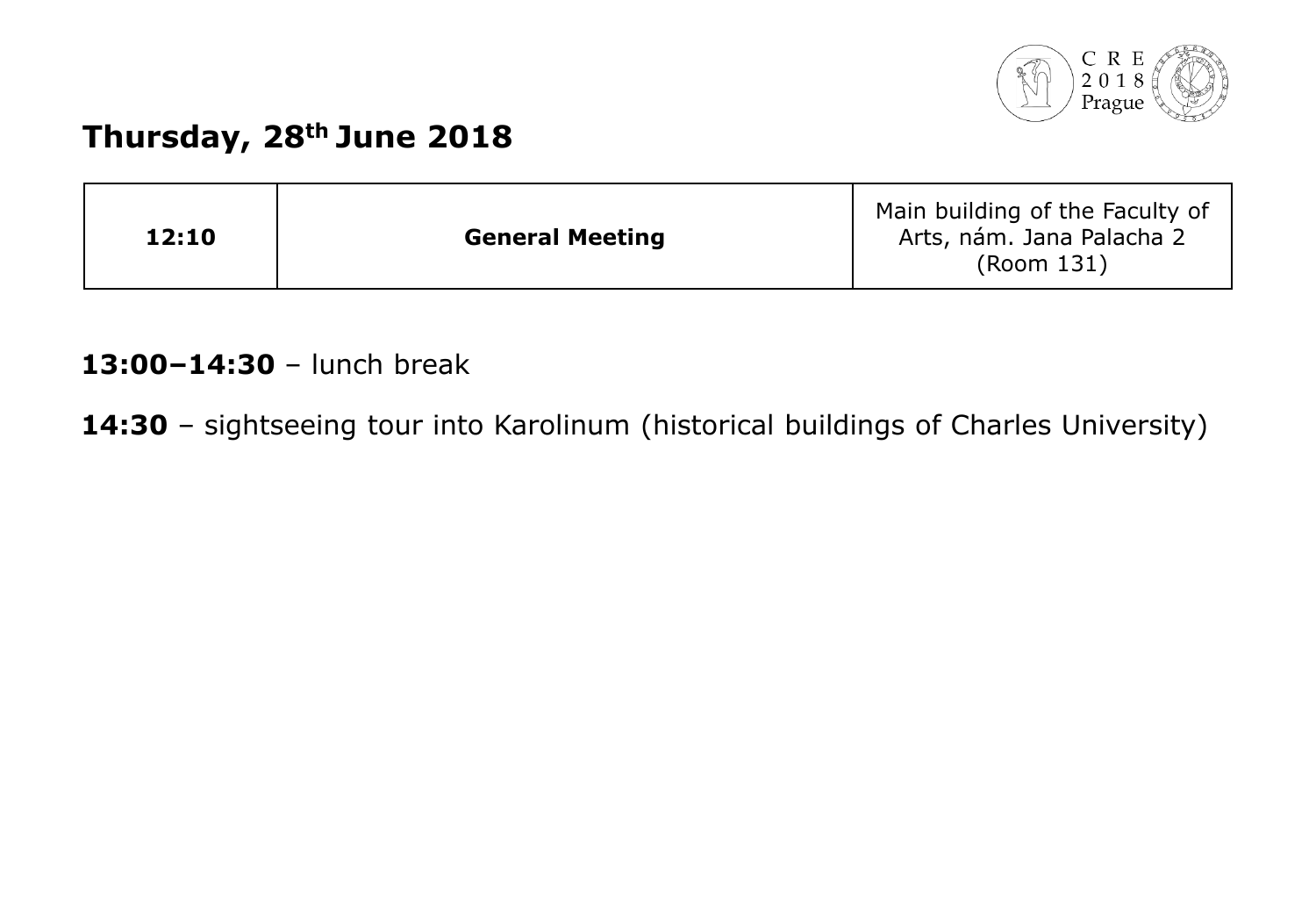## Thursday, 28th June 2018

| | | |
|---|---|---|
| **12:10** | **General Meeting** | Main building of the Faculty of Arts, nám. Jana Palacha 2 (Room 131) |

**13:00–14:30** – lunch break

**14:30** – sightseeing tour into Karolinum (historical buildings of Charles University)